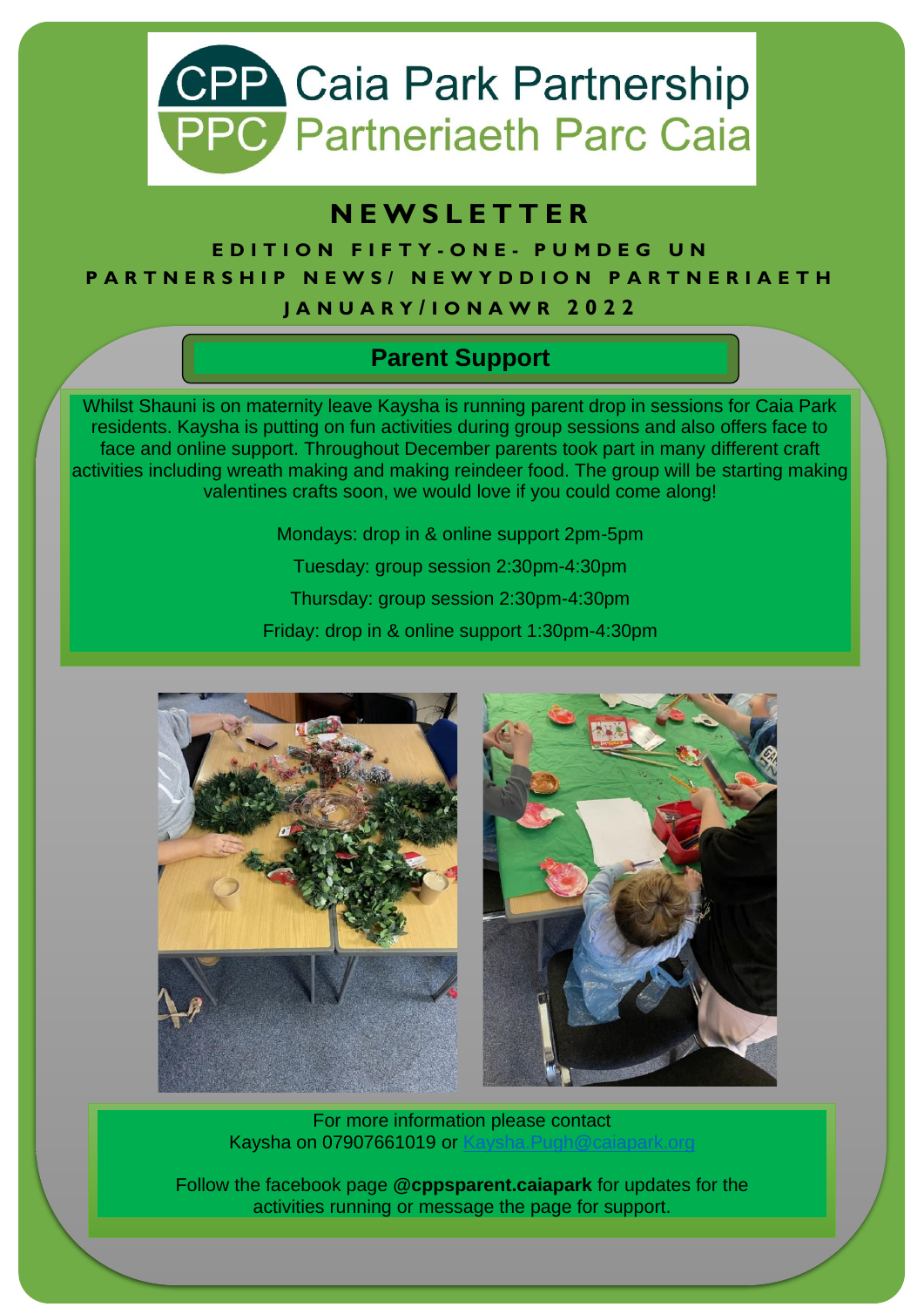# Caia Park Partnership
# Partneriaeth Parc Caia

## NEWSLETTER

**EDITION FIFTY-ONE- PUMDEG UN**

**PARTNERSHIP NEWS/ NEWYDDION PARTNERIAETH**

**JANUARY/IONAWR 2022**

## Parent Support

Whilst Shauni is on maternity leave Kaysha is running parent drop in sessions for Caia Park residents. Kaysha is putting on fun activities during group sessions and also offers face to face and online support. Throughout December parents took part in many different craft activities including wreath making and making reindeer food. The group will be starting making valentines crafts soon, we would love if you could come along!

Mondays: drop in & online support 2pm-5pm

Tuesday: group session 2:30pm-4:30pm

Thursday: group session 2:30pm-4:30pm

Friday: drop in & online support 1:30pm-4:30pm

For more information please contact
Kaysha on 07907661019 or Kaysha.Pugh@caiapark.org

Follow the facebook page **@cppsparent.caiapark** for updates for the activities running or message the page for support.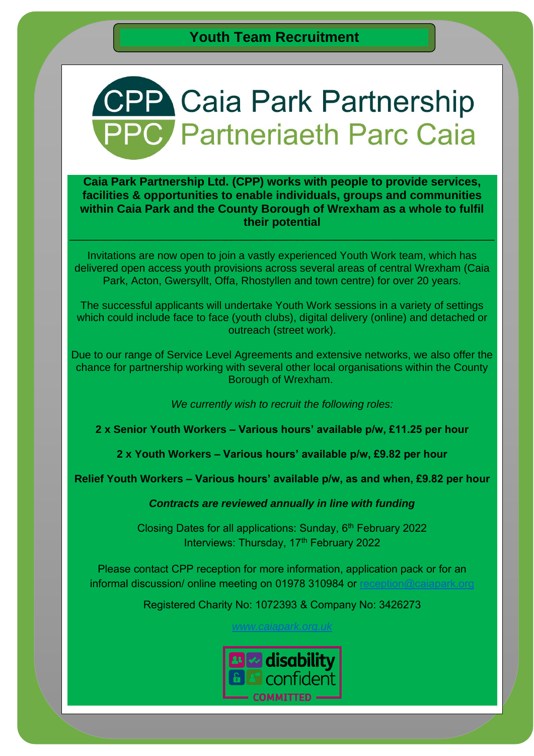# Youth Team Recruitment

## Caia Park Partnership
## Partneriaeth Parc Caia

**Caia Park Partnership Ltd. (CPP) works with people to provide services, facilities & opportunities to enable individuals, groups and communities within Caia Park and the County Borough of Wrexham as a whole to fulfil their potential**

---

Invitations are now open to join a vastly experienced Youth Work team, which has delivered open access youth provisions across several areas of central Wrexham (Caia Park, Acton, Gwersyllt, Offa, Rhostyllen and town centre) for over 20 years.

The successful applicants will undertake Youth Work sessions in a variety of settings which could include face to face (youth clubs), digital delivery (online) and detached or outreach (street work).

Due to our range of Service Level Agreements and extensive networks, we also offer the chance for partnership working with several other local organisations within the County Borough of Wrexham.

*We currently wish to recruit the following roles:*

**2 x Senior Youth Workers – Various hours' available p/w, £11.25 per hour**

**2 x Youth Workers – Various hours' available p/w, £9.82 per hour**

**Relief Youth Workers – Various hours' available p/w, as and when, £9.82 per hour**

***Contracts are reviewed annually in line with funding***

Closing Dates for all applications: Sunday, 6th February 2022
Interviews: Thursday, 17th February 2022

Please contact CPP reception for more information, application pack or for an informal discussion/ online meeting on 01978 310984 or reception@caiapark.org

Registered Charity No: 1072393 & Company No: 3426273

*www.caiapark.org.uk*

disability confident COMMITTED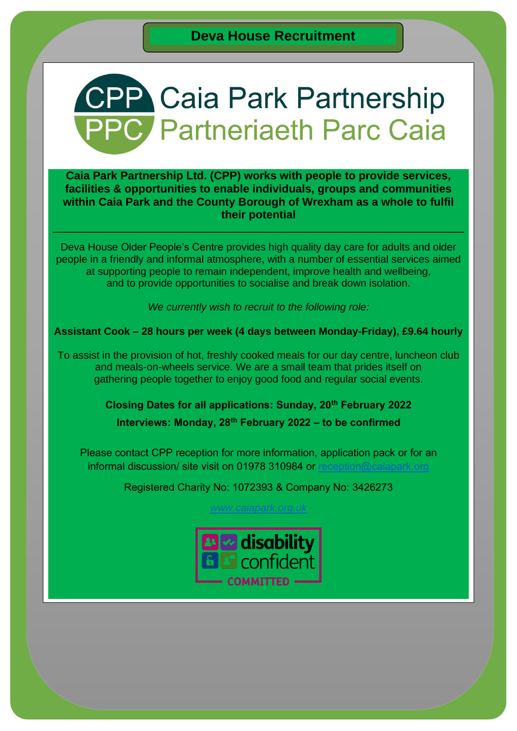# Deva House Recruitment

## Caia Park Partnership
## Partneriaeth Parc Caia

**Caia Park Partnership Ltd. (CPP) works with people to provide services, facilities & opportunities to enable individuals, groups and communities within Caia Park and the County Borough of Wrexham as a whole to fulfil their potential**

---

Deva House Older People's Centre provides high quality day care for adults and older people in a friendly and informal atmosphere, with a number of essential services aimed at supporting people to remain independent, improve health and wellbeing, and to provide opportunities to socialise and break down isolation.

*We currently wish to recruit to the following role:*

**Assistant Cook – 28 hours per week (4 days between Monday-Friday), £9.64 hourly**

To assist in the provision of hot, freshly cooked meals for our day centre, luncheon club and meals-on-wheels service. We are a small team that prides itself on gathering people together to enjoy good food and regular social events.

**Closing Dates for all applications: Sunday, 20th February 2022**

**Interviews: Monday, 28th February 2022 – to be confirmed**

Please contact CPP reception for more information, application pack or for an informal discussion/ site visit on 01978 310984 or reception@caiapark.org

Registered Charity No: 1072393 & Company No: 3426273

*www.caiapark.org.uk*

disability confident COMMITTED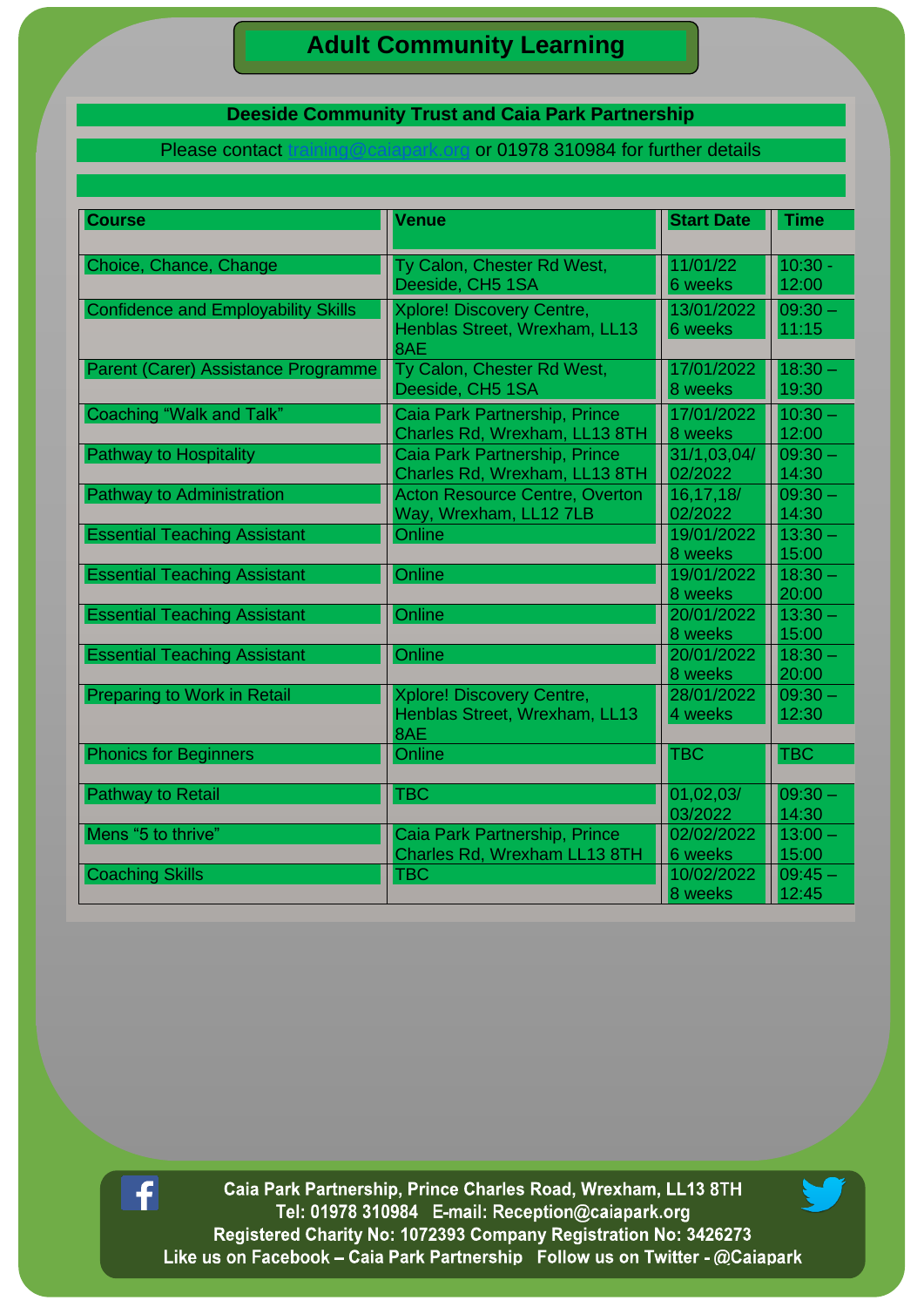# Adult Community Learning

**Deeside Community Trust and Caia Park Partnership**

Please contact training@caiapark.org or 01978 310984 for further details

| Course | Venue | Start Date | Time |
|---|---|---|---|
| Choice, Chance, Change | Ty Calon, Chester Rd West, Deeside, CH5 1SA | 11/01/22 6 weeks | 10:30 - 12:00 |
| Confidence and Employability Skills | Xplore! Discovery Centre, Henblas Street, Wrexham, LL13 8AE | 13/01/2022 6 weeks | 09:30 – 11:15 |
| Parent (Carer) Assistance Programme | Ty Calon, Chester Rd West, Deeside, CH5 1SA | 17/01/2022 8 weeks | 18:30 – 19:30 |
| Coaching “Walk and Talk” | Caia Park Partnership, Prince Charles Rd, Wrexham, LL13 8TH | 17/01/2022 8 weeks | 10:30 – 12:00 |
| Pathway to Hospitality | Caia Park Partnership, Prince Charles Rd, Wrexham, LL13 8TH | 31/1,03,04/ 02/2022 | 09:30 – 14:30 |
| Pathway to Administration | Acton Resource Centre, Overton Way, Wrexham, LL12 7LB | 16,17,18/ 02/2022 | 09:30 – 14:30 |
| Essential Teaching Assistant | Online | 19/01/2022 8 weeks | 13:30 – 15:00 |
| Essential Teaching Assistant | Online | 19/01/2022 8 weeks | 18:30 – 20:00 |
| Essential Teaching Assistant | Online | 20/01/2022 8 weeks | 13:30 – 15:00 |
| Essential Teaching Assistant | Online | 20/01/2022 8 weeks | 18:30 – 20:00 |
| Preparing to Work in Retail | Xplore! Discovery Centre, Henblas Street, Wrexham, LL13 8AE | 28/01/2022 4 weeks | 09:30 – 12:30 |
| Phonics for Beginners | Online | TBC | TBC |
| Pathway to Retail | TBC | 01,02,03/ 03/2022 | 09:30 – 14:30 |
| Mens “5 to thrive” | Caia Park Partnership, Prince Charles Rd, Wrexham LL13 8TH | 02/02/2022 6 weeks | 13:00 – 15:00 |
| Coaching Skills | TBC | 10/02/2022 8 weeks | 09:45 – 12:45 |

Caia Park Partnership, Prince Charles Road, Wrexham, LL13 8TH
Tel: 01978 310984 E-mail: Reception@caiapark.org
Registered Charity No: 1072393 Company Registration No: 3426273
Like us on Facebook – Caia Park Partnership Follow us on Twitter - @Caiapark